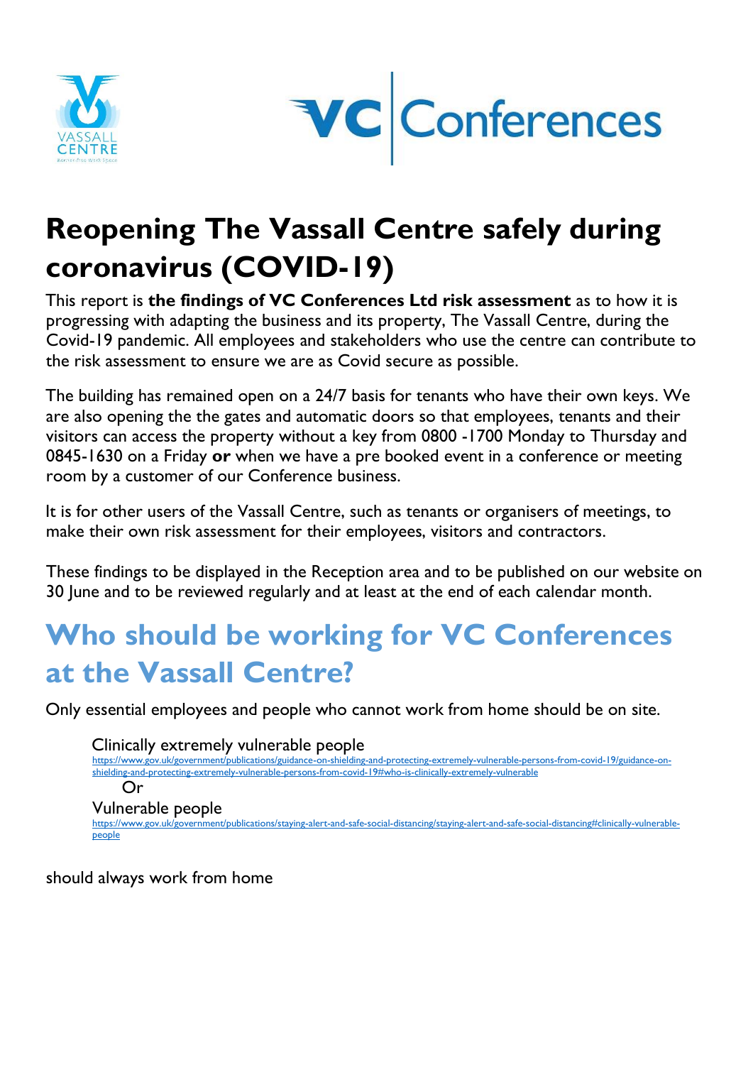# Reopening The Vassall Centre safely during coronavirus (COVID-19)

This report is **the findings of VC Conferences Ltd risk assessment** as to how it is progressing with adapting the business and its property, The Vassall Centre, during the Covid-19 pandemic. All employees and stakeholders who use the centre can contribute to the risk assessment to ensure we are as Covid secure as possible.

The building has remained open on a 24/7 basis for tenants who have their own keys. We are also opening the the gates and automatic doors so that employees, tenants and their visitors can access the property without a key from 0800 -1700 Monday to Thursday and 0845-1630 on a Friday **or** when we have a pre booked event in a conference or meeting room by a customer of our Conference business.

It is for other users of the Vassall Centre, such as tenants or organisers of meetings, to make their own risk assessment for their employees, visitors and contractors.

These findings to be displayed in the Reception area and to be published on our website on 30 June and to be reviewed regularly and at least at the end of each calendar month.

## Who should be working for VC Conferences at the Vassall Centre?

Only essential employees and people who cannot work from home should be on site.

Clinically extremely vulnerable people
https://www.gov.uk/government/publications/guidance-on-shielding-and-protecting-extremely-vulnerable-persons-from-covid-19/guidance-on-shielding-and-protecting-extremely-vulnerable-persons-from-covid-19#who-is-clinically-extremely-vulnerable

Or

Vulnerable people
https://www.gov.uk/government/publications/staying-alert-and-safe-social-distancing/staying-alert-and-safe-social-distancing#clinically-vulnerable-people

should always work from home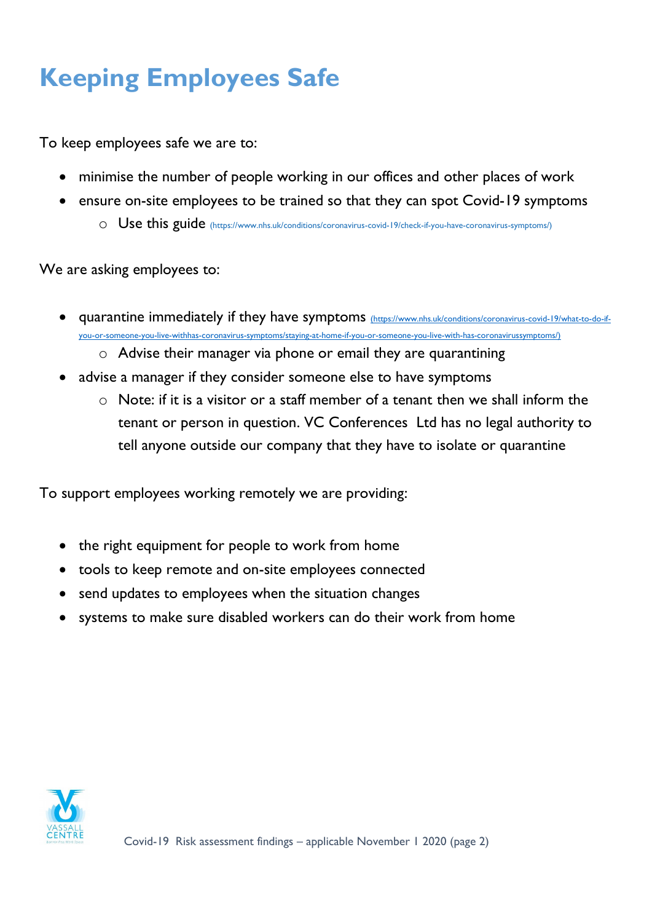# Keeping Employees Safe

To keep employees safe we are to:

- minimise the number of people working in our offices and other places of work
- ensure on-site employees to be trained so that they can spot Covid-19 symptoms
  - Use this guide (https://www.nhs.uk/conditions/coronavirus-covid-19/check-if-you-have-coronavirus-symptoms/)

We are asking employees to:

- quarantine immediately if they have symptoms (https://www.nhs.uk/conditions/coronavirus-covid-19/what-to-do-if-you-or-someone-you-live-withhas-coronavirus-symptoms/staying-at-home-if-you-or-someone-you-live-with-has-coronavirussymptoms/)
  - Advise their manager via phone or email they are quarantining
- advise a manager if they consider someone else to have symptoms
  - Note: if it is a visitor or a staff member of a tenant then we shall inform the tenant or person in question. VC Conferences Ltd has no legal authority to tell anyone outside our company that they have to isolate or quarantine

To support employees working remotely we are providing:

- the right equipment for people to work from home
- tools to keep remote and on-site employees connected
- send updates to employees when the situation changes
- systems to make sure disabled workers can do their work from home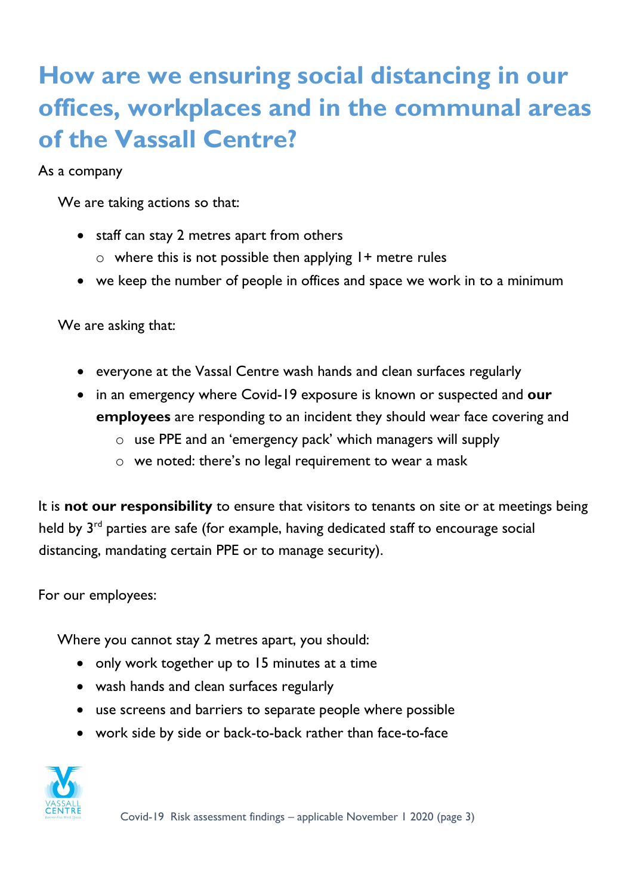# How are we ensuring social distancing in our offices, workplaces and in the communal areas of the Vassall Centre?

As a company

We are taking actions so that:

- staff can stay 2 metres apart from others
  - where this is not possible then applying 1+ metre rules
- we keep the number of people in offices and space we work in to a minimum

We are asking that:

- everyone at the Vassal Centre wash hands and clean surfaces regularly
- in an emergency where Covid-19 exposure is known or suspected and **our employees** are responding to an incident they should wear face covering and
  - use PPE and an 'emergency pack' which managers will supply
  - we noted: there's no legal requirement to wear a mask

It is **not our responsibility** to ensure that visitors to tenants on site or at meetings being held by 3rd parties are safe (for example, having dedicated staff to encourage social distancing, mandating certain PPE or to manage security).

For our employees:

Where you cannot stay 2 metres apart, you should:

- only work together up to 15 minutes at a time
- wash hands and clean surfaces regularly
- use screens and barriers to separate people where possible
- work side by side or back-to-back rather than face-to-face

Covid-19 Risk assessment findings – applicable November 1 2020 (page 3)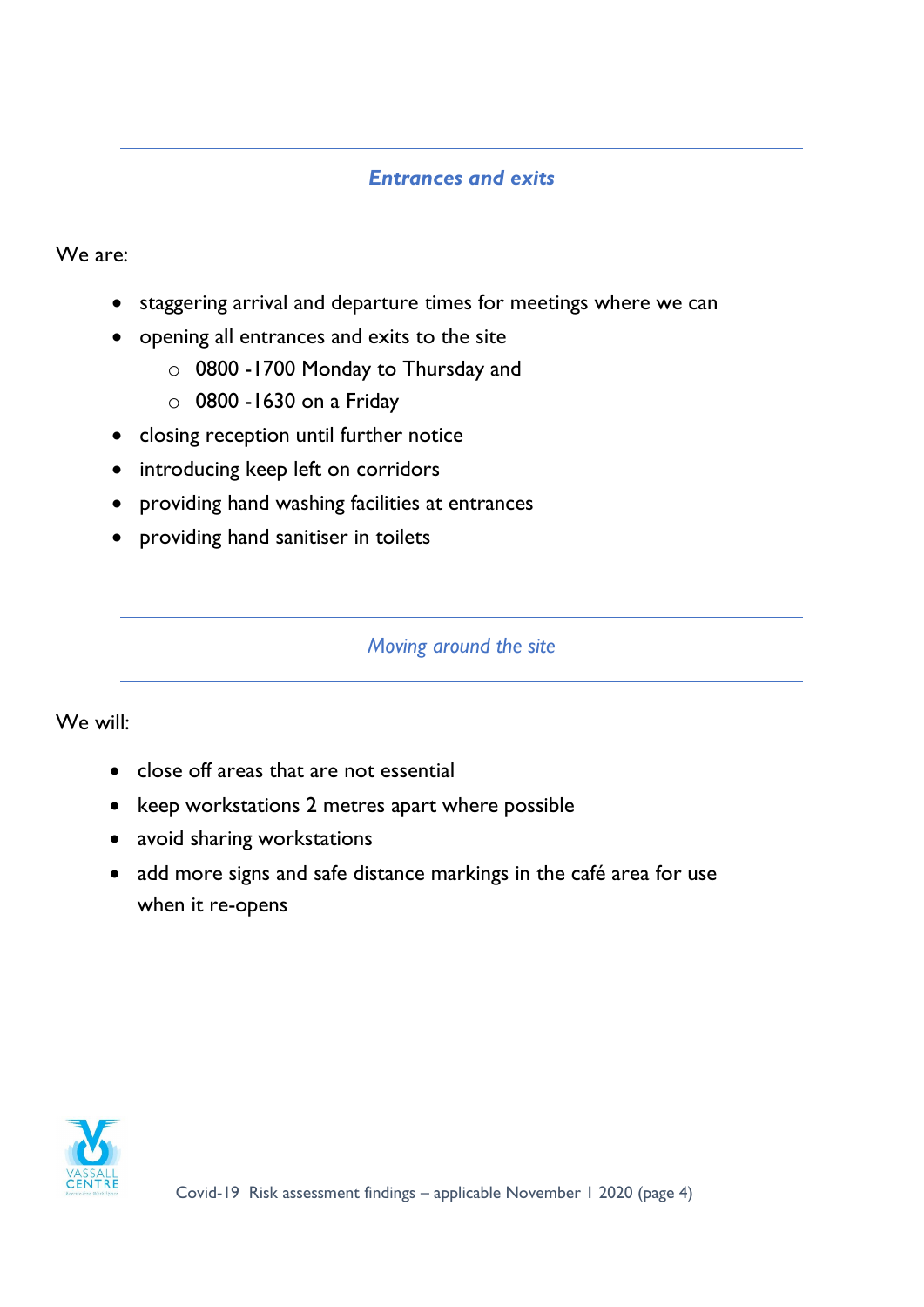## ***Entrances and exits***

We are:

- staggering arrival and departure times for meetings where we can
- opening all entrances and exits to the site
  - 0800 -1700 Monday to Thursday and
  - 0800 -1630 on a Friday
- closing reception until further notice
- introducing keep left on corridors
- providing hand washing facilities at entrances
- providing hand sanitiser in toilets

## *Moving around the site*

We will:

- close off areas that are not essential
- keep workstations 2 metres apart where possible
- avoid sharing workstations
- add more signs and safe distance markings in the café area for use when it re-opens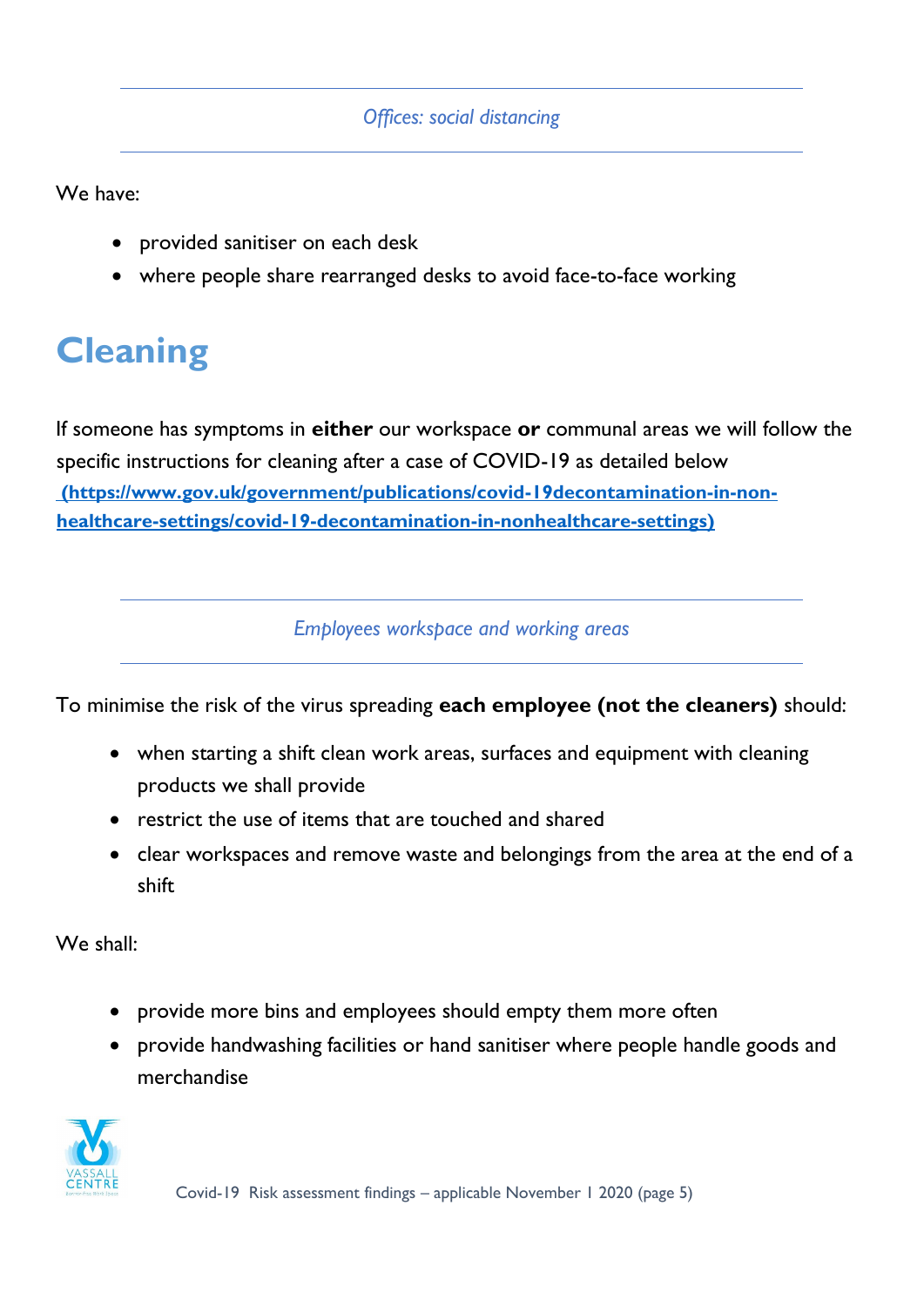*Offices: social distancing*

We have:

- provided sanitiser on each desk
- where people share rearranged desks to avoid face-to-face working

# Cleaning

If someone has symptoms in **either** our workspace **or** communal areas we will follow the specific instructions for cleaning after a case of COVID-19 as detailed below **(https://www.gov.uk/government/publications/covid-19decontamination-in-non-healthcare-settings/covid-19-decontamination-in-nonhealthcare-settings)**

*Employees workspace and working areas*

To minimise the risk of the virus spreading **each employee (not the cleaners)** should:

- when starting a shift clean work areas, surfaces and equipment with cleaning products we shall provide
- restrict the use of items that are touched and shared
- clear workspaces and remove waste and belongings from the area at the end of a shift

We shall:

- provide more bins and employees should empty them more often
- provide handwashing facilities or hand sanitiser where people handle goods and merchandise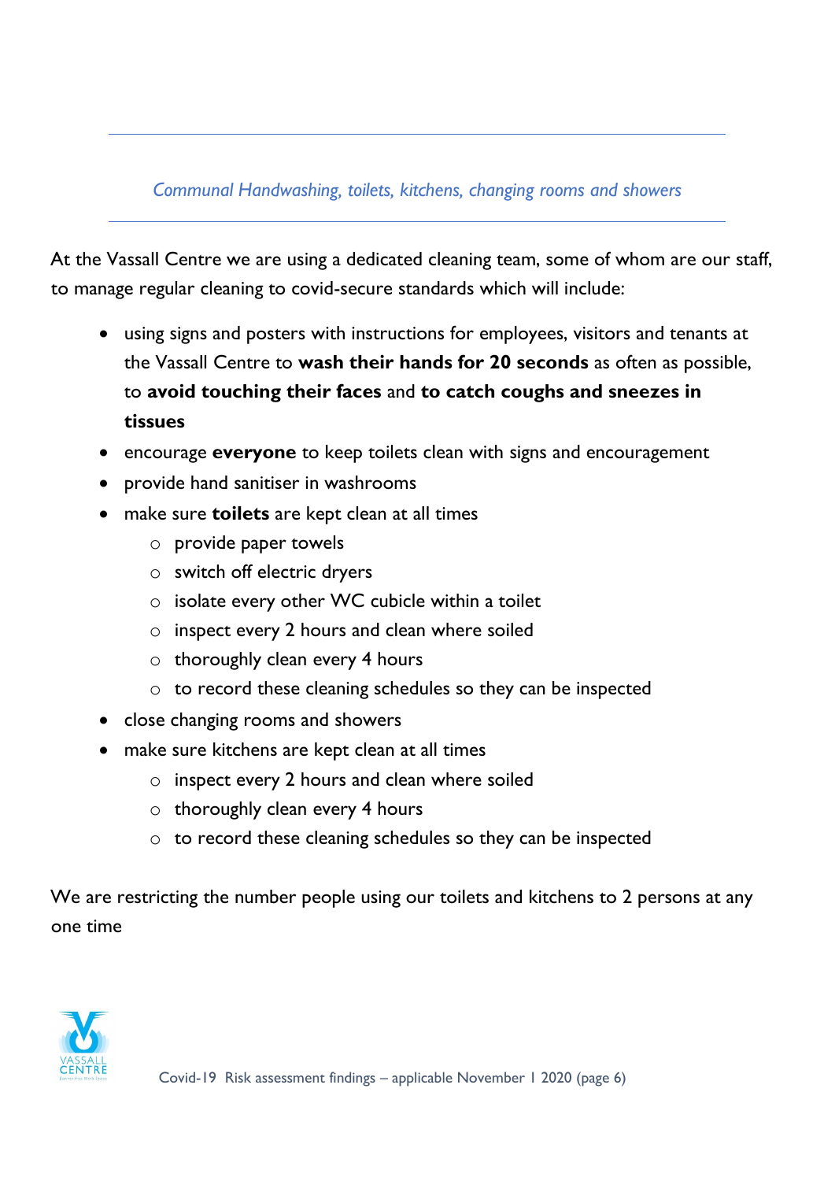*Communal Handwashing, toilets, kitchens, changing rooms and showers*

At the Vassall Centre we are using a dedicated cleaning team, some of whom are our staff, to manage regular cleaning to covid-secure standards which will include:

- using signs and posters with instructions for employees, visitors and tenants at the Vassall Centre to **wash their hands for 20 seconds** as often as possible, to **avoid touching their faces** and **to catch coughs and sneezes in tissues**
- encourage **everyone** to keep toilets clean with signs and encouragement
- provide hand sanitiser in washrooms
- make sure **toilets** are kept clean at all times
    - provide paper towels
    - switch off electric dryers
    - isolate every other WC cubicle within a toilet
    - inspect every 2 hours and clean where soiled
    - thoroughly clean every 4 hours
    - to record these cleaning schedules so they can be inspected
- close changing rooms and showers
- make sure kitchens are kept clean at all times
    - inspect every 2 hours and clean where soiled
    - thoroughly clean every 4 hours
    - to record these cleaning schedules so they can be inspected

We are restricting the number people using our toilets and kitchens to 2 persons at any one time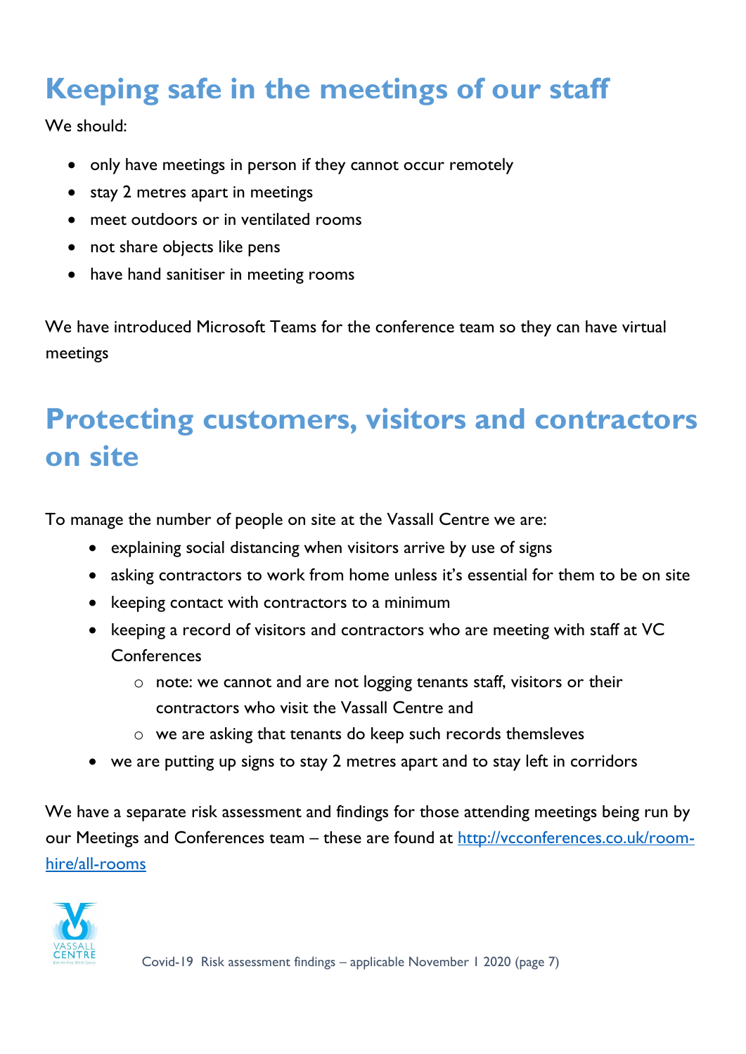## Keeping safe in the meetings of our staff

We should:

- only have meetings in person if they cannot occur remotely
- stay 2 metres apart in meetings
- meet outdoors or in ventilated rooms
- not share objects like pens
- have hand sanitiser in meeting rooms

We have introduced Microsoft Teams for the conference team so they can have virtual meetings

## Protecting customers, visitors and contractors on site

To manage the number of people on site at the Vassall Centre we are:

- explaining social distancing when visitors arrive by use of signs
- asking contractors to work from home unless it's essential for them to be on site
- keeping contact with contractors to a minimum
- keeping a record of visitors and contractors who are meeting with staff at VC Conferences
    - note: we cannot and are not logging tenants staff, visitors or their contractors who visit the Vassall Centre and
    - we are asking that tenants do keep such records themsleves
- we are putting up signs to stay 2 metres apart and to stay left in corridors

We have a separate risk assessment and findings for those attending meetings being run by our Meetings and Conferences team – these are found at [http://vcconferences.co.uk/room-hire/all-rooms](http://vcconferences.co.uk/room-hire/all-rooms)